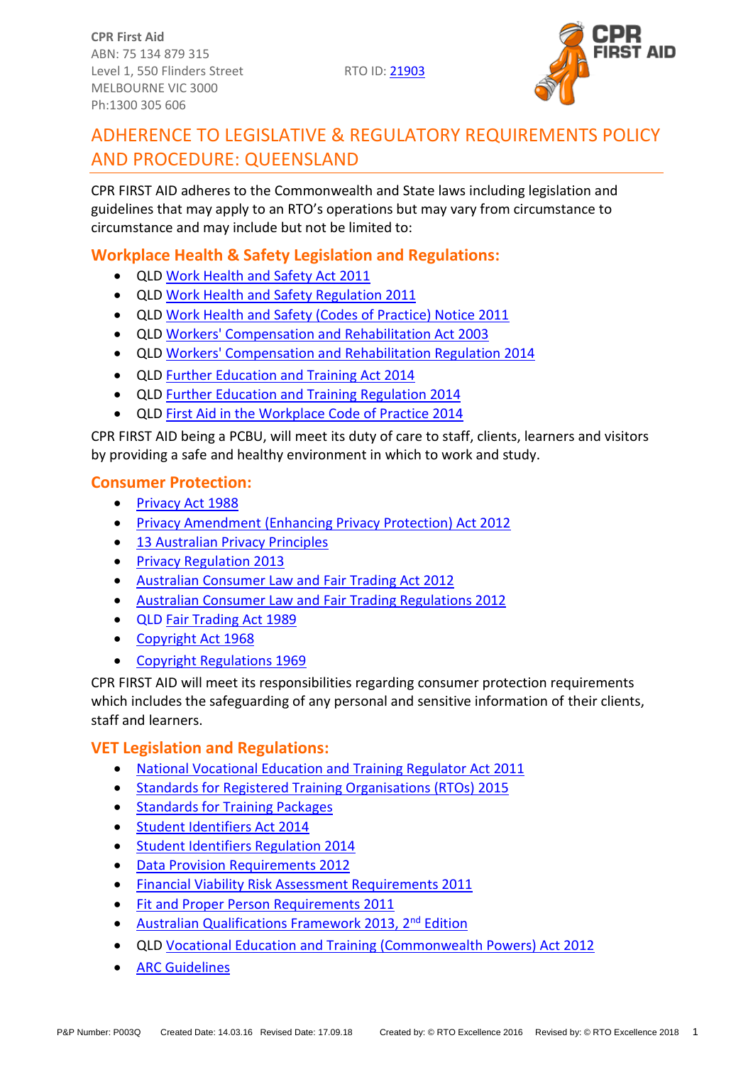**CPR First Aid**
ABN: 75 134 879 315
Level 1, 550 Flinders Street
MELBOURNE VIC 3000
Ph:1300 305 606

RTO ID: 21903

# ADHERENCE TO LEGISLATIVE & REGULATORY REQUIREMENTS POLICY AND PROCEDURE: QUEENSLAND

CPR FIRST AID adheres to the Commonwealth and State laws including legislation and guidelines that may apply to an RTO's operations but may vary from circumstance to circumstance and may include but not be limited to:

## Workplace Health & Safety Legislation and Regulations:

- QLD Work Health and Safety Act 2011
- QLD Work Health and Safety Regulation 2011
- QLD Work Health and Safety (Codes of Practice) Notice 2011
- QLD Workers' Compensation and Rehabilitation Act 2003
- QLD Workers' Compensation and Rehabilitation Regulation 2014
- QLD Further Education and Training Act 2014
- QLD Further Education and Training Regulation 2014
- QLD First Aid in the Workplace Code of Practice 2014

CPR FIRST AID being a PCBU, will meet its duty of care to staff, clients, learners and visitors by providing a safe and healthy environment in which to work and study.

## Consumer Protection:

- Privacy Act 1988
- Privacy Amendment (Enhancing Privacy Protection) Act 2012
- 13 Australian Privacy Principles
- Privacy Regulation 2013
- Australian Consumer Law and Fair Trading Act 2012
- Australian Consumer Law and Fair Trading Regulations 2012
- QLD Fair Trading Act 1989
- Copyright Act 1968
- Copyright Regulations 1969

CPR FIRST AID will meet its responsibilities regarding consumer protection requirements which includes the safeguarding of any personal and sensitive information of their clients, staff and learners.

## VET Legislation and Regulations:

- National Vocational Education and Training Regulator Act 2011
- Standards for Registered Training Organisations (RTOs) 2015
- Standards for Training Packages
- Student Identifiers Act 2014
- Student Identifiers Regulation 2014
- Data Provision Requirements 2012
- Financial Viability Risk Assessment Requirements 2011
- Fit and Proper Person Requirements 2011
- Australian Qualifications Framework 2013, 2nd Edition
- QLD Vocational Education and Training (Commonwealth Powers) Act 2012
- ARC Guidelines

P&P Number: P003Q Created Date: 14.03.16 Revised Date: 17.09.18 Created by: © RTO Excellence 2016 Revised by: © RTO Excellence 2018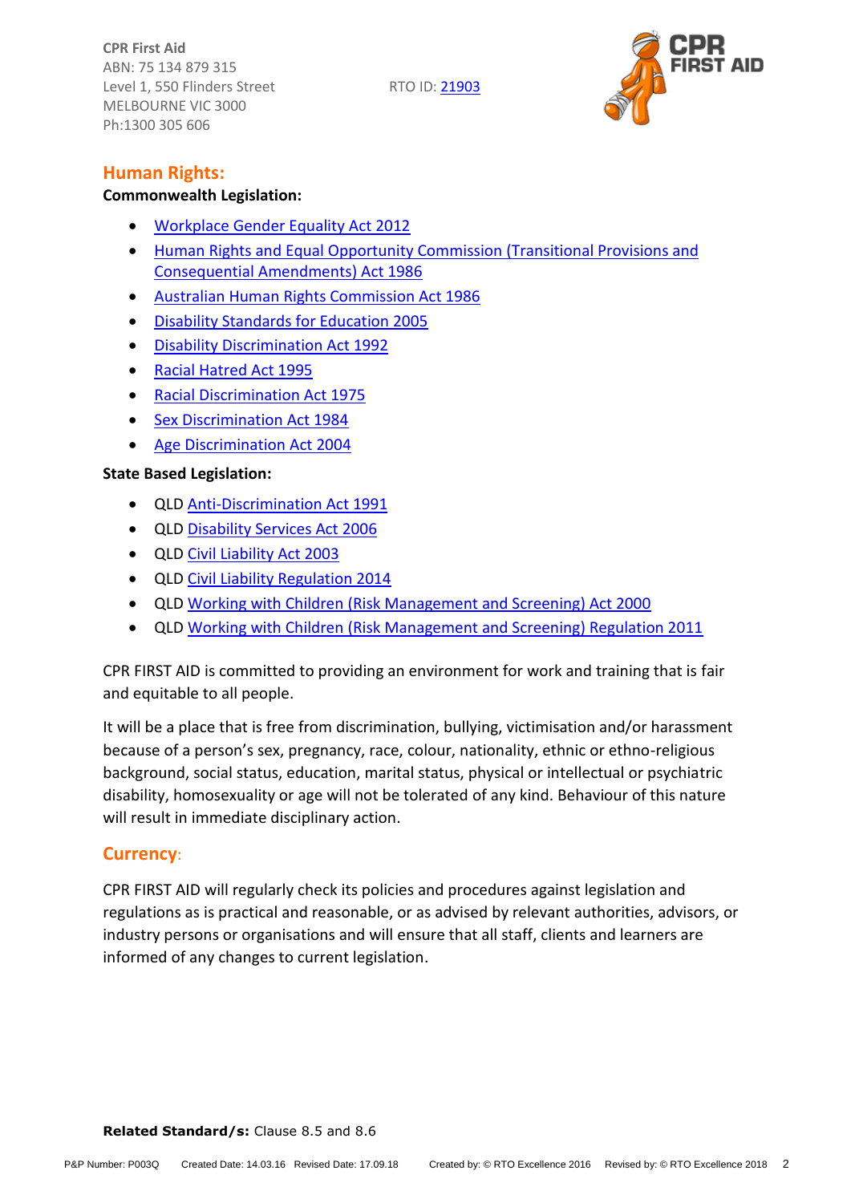CPR First Aid
ABN: 75 134 879 315
Level 1, 550 Flinders Street
MELBOURNE VIC 3000
Ph:1300 305 606

RTO ID: 21903

## Human Rights:

**Commonwealth Legislation:**

- Workplace Gender Equality Act 2012
- Human Rights and Equal Opportunity Commission (Transitional Provisions and Consequential Amendments) Act 1986
- Australian Human Rights Commission Act 1986
- Disability Standards for Education 2005
- Disability Discrimination Act 1992
- Racial Hatred Act 1995
- Racial Discrimination Act 1975
- Sex Discrimination Act 1984
- Age Discrimination Act 2004

**State Based Legislation:**

- QLD Anti-Discrimination Act 1991
- QLD Disability Services Act 2006
- QLD Civil Liability Act 2003
- QLD Civil Liability Regulation 2014
- QLD Working with Children (Risk Management and Screening) Act 2000
- QLD Working with Children (Risk Management and Screening) Regulation 2011

CPR FIRST AID is committed to providing an environment for work and training that is fair and equitable to all people.

It will be a place that is free from discrimination, bullying, victimisation and/or harassment because of a person's sex, pregnancy, race, colour, nationality, ethnic or ethno-religious background, social status, education, marital status, physical or intellectual or psychiatric disability, homosexuality or age will not be tolerated of any kind. Behaviour of this nature will result in immediate disciplinary action.

## Currency:

CPR FIRST AID will regularly check its policies and procedures against legislation and regulations as is practical and reasonable, or as advised by relevant authorities, advisors, or industry persons or organisations and will ensure that all staff, clients and learners are informed of any changes to current legislation.

**Related Standard/s:** Clause 8.5 and 8.6

P&P Number: P003Q  Created Date: 14.03.16  Revised Date: 17.09.18  Created by: © RTO Excellence 2016  Revised by: © RTO Excellence 2018